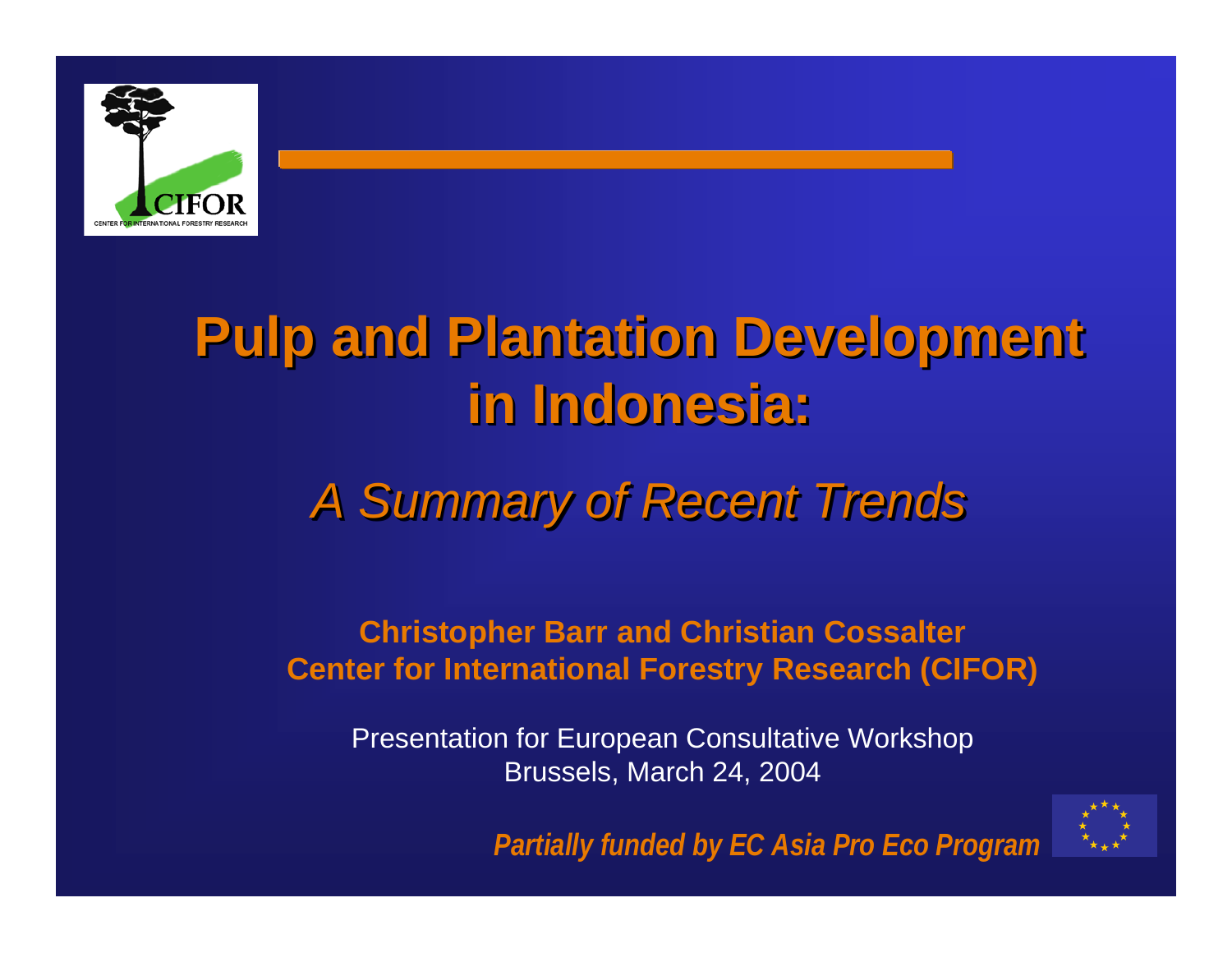# Pulp and Plantation Development in Indonesia:

## *A Summary of Recent Trends*

**Christopher Barr and Christian Cossalter**
**Center for International Forestry Research (CIFOR)**

Presentation for European Consultative Workshop
Brussels, March 24, 2004

***Partially funded by EC Asia Pro Eco Program***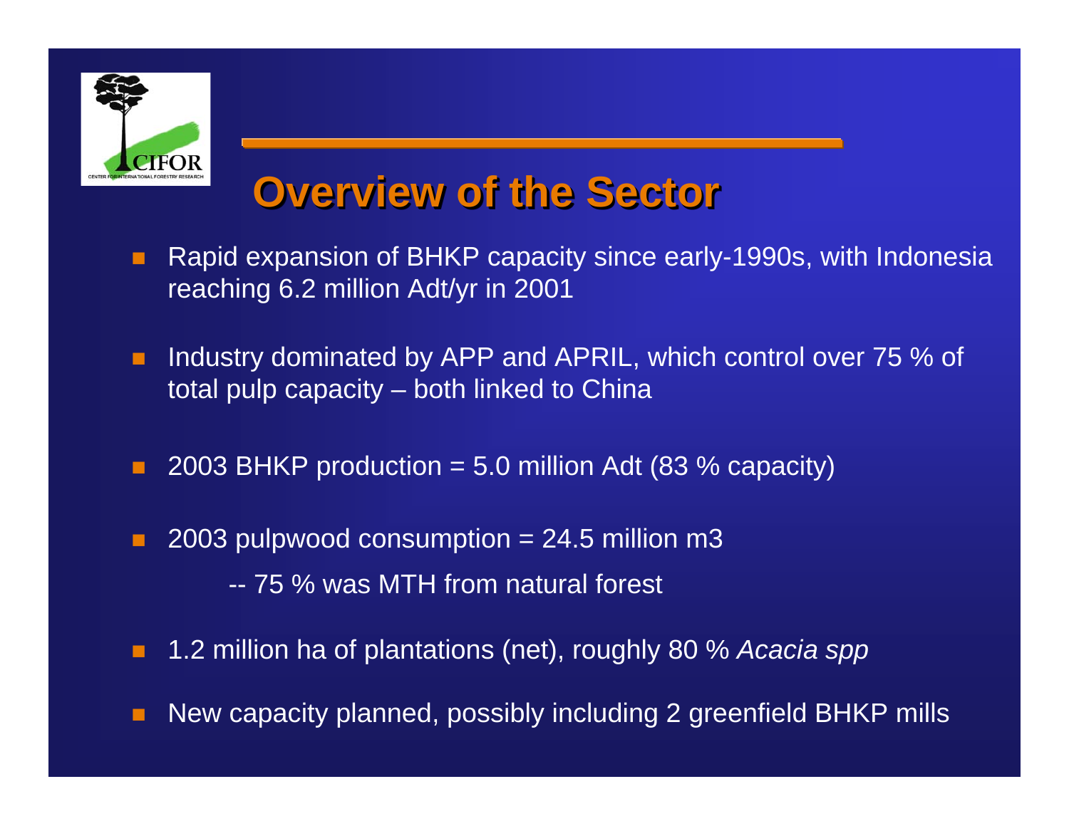## Overview of the Sector

- Rapid expansion of BHKP capacity since early-1990s, with Indonesia reaching 6.2 million Adt/yr in 2001
- Industry dominated by APP and APRIL, which control over 75 % of total pulp capacity – both linked to China
- 2003 BHKP production = 5.0 million Adt (83 % capacity)
- 2003 pulpwood consumption = 24.5 million m3
  - -- 75 % was MTH from natural forest
- 1.2 million ha of plantations (net), roughly 80 % *Acacia spp*
- New capacity planned, possibly including 2 greenfield BHKP mills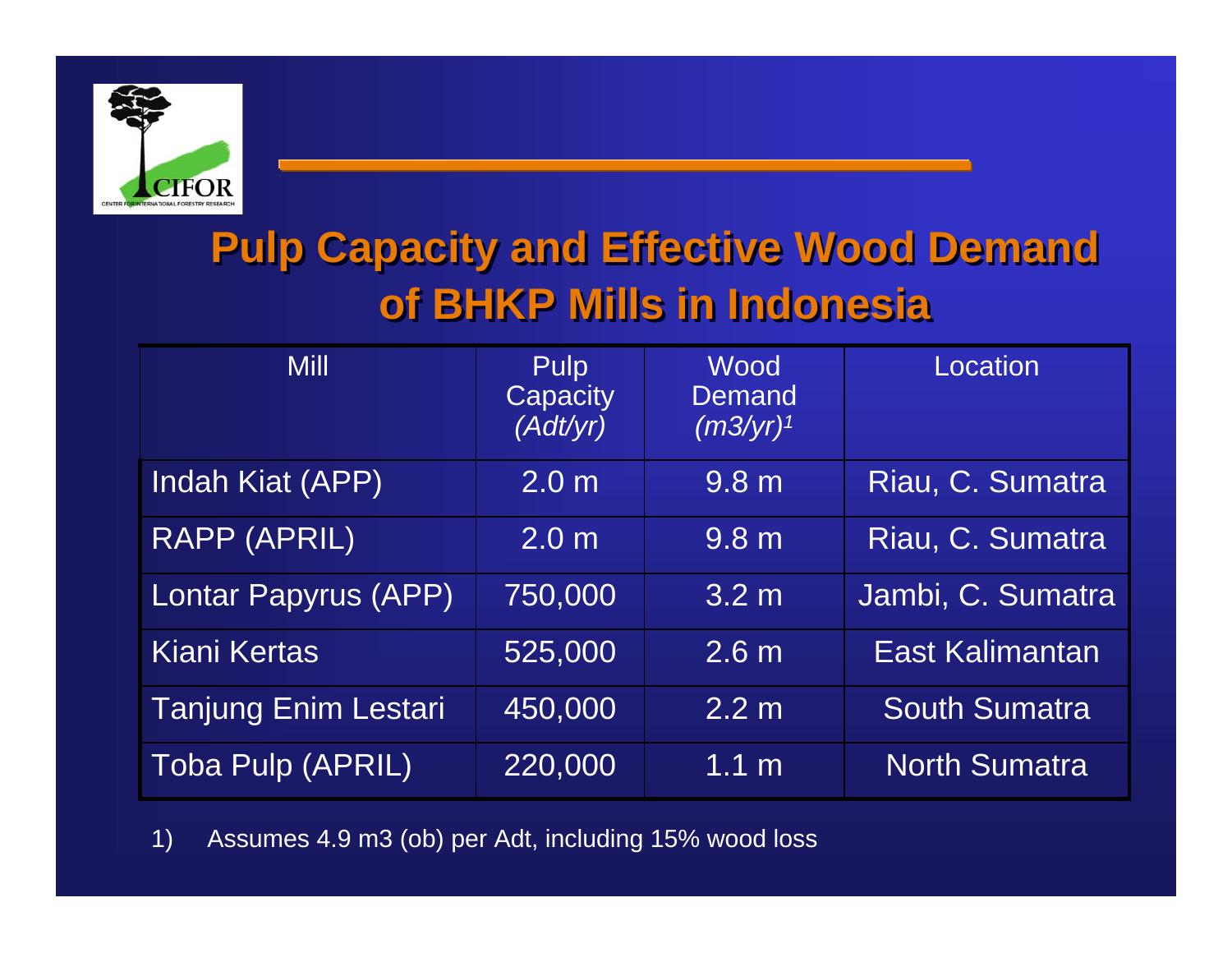# Pulp Capacity and Effective Wood Demand of BHKP Mills in Indonesia

| Mill | Pulp Capacity *(Adt/yr)* | Wood Demand *(m3/yr)*[1] | Location |
|---|---|---|---|
| Indah Kiat (APP) | 2.0 m | 9.8 m | Riau, C. Sumatra |
| RAPP (APRIL) | 2.0 m | 9.8 m | Riau, C. Sumatra |
| Lontar Papyrus (APP) | 750,000 | 3.2 m | Jambi, C. Sumatra |
| Kiani Kertas | 525,000 | 2.6 m | East Kalimantan |
| Tanjung Enim Lestari | 450,000 | 2.2 m | South Sumatra |
| Toba Pulp (APRIL) | 220,000 | 1.1 m | North Sumatra |

1) Assumes 4.9 m3 (ob) per Adt, including 15% wood loss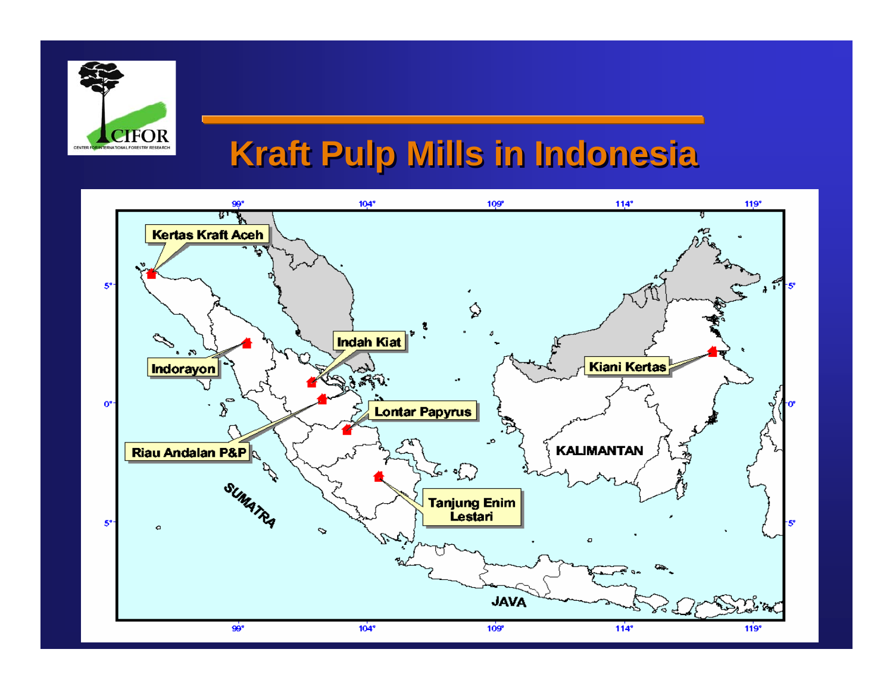# Kraft Pulp Mills in Indonesia

- Kertas Kraft Aceh
- Indorayon
- Indah Kiat
- Riau Andalan P&P
- Lontar Papyrus
- Tanjung Enim Lestari
- Kiani Kertas

SUMATRA

KALIMANTAN

JAVA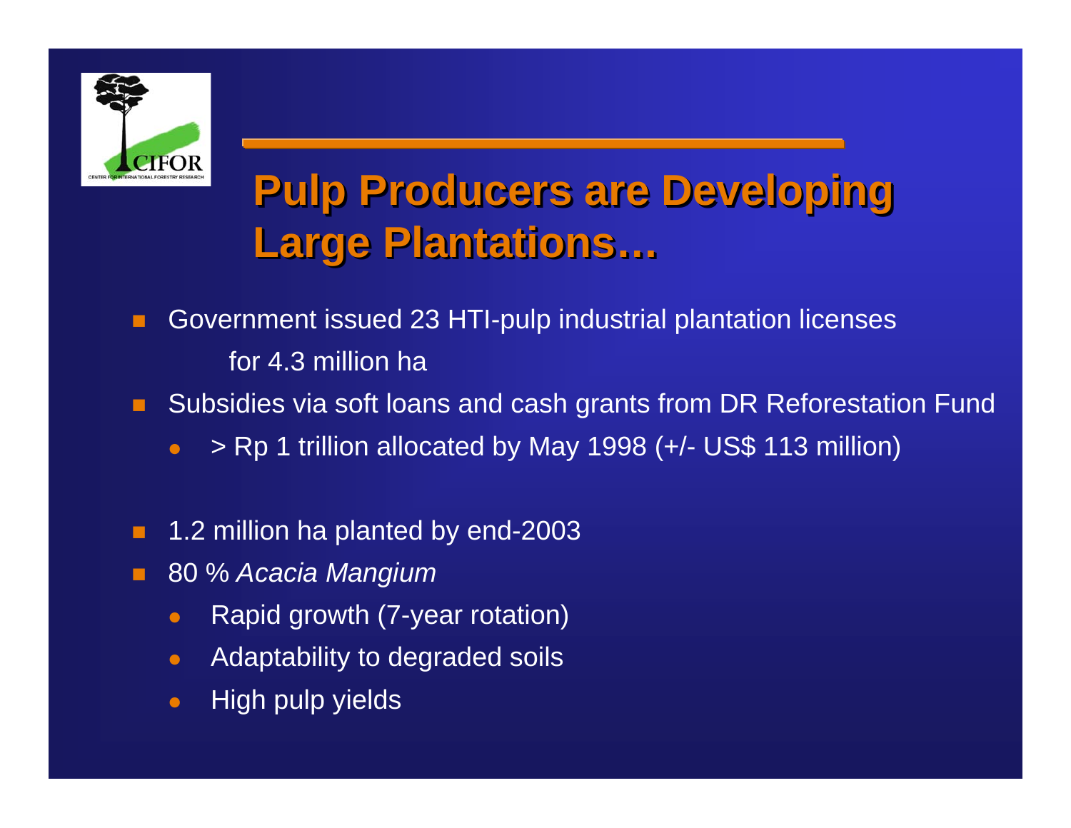# Pulp Producers are Developing Large Plantations…

- Government issued 23 HTI-pulp industrial plantation licenses for 4.3 million ha
- Subsidies via soft loans and cash grants from DR Reforestation Fund
  - > Rp 1 trillion allocated by May 1998 (+/- US$ 113 million)
- 1.2 million ha planted by end-2003
- 80 % *Acacia Mangium*
  - Rapid growth (7-year rotation)
  - Adaptability to degraded soils
  - High pulp yields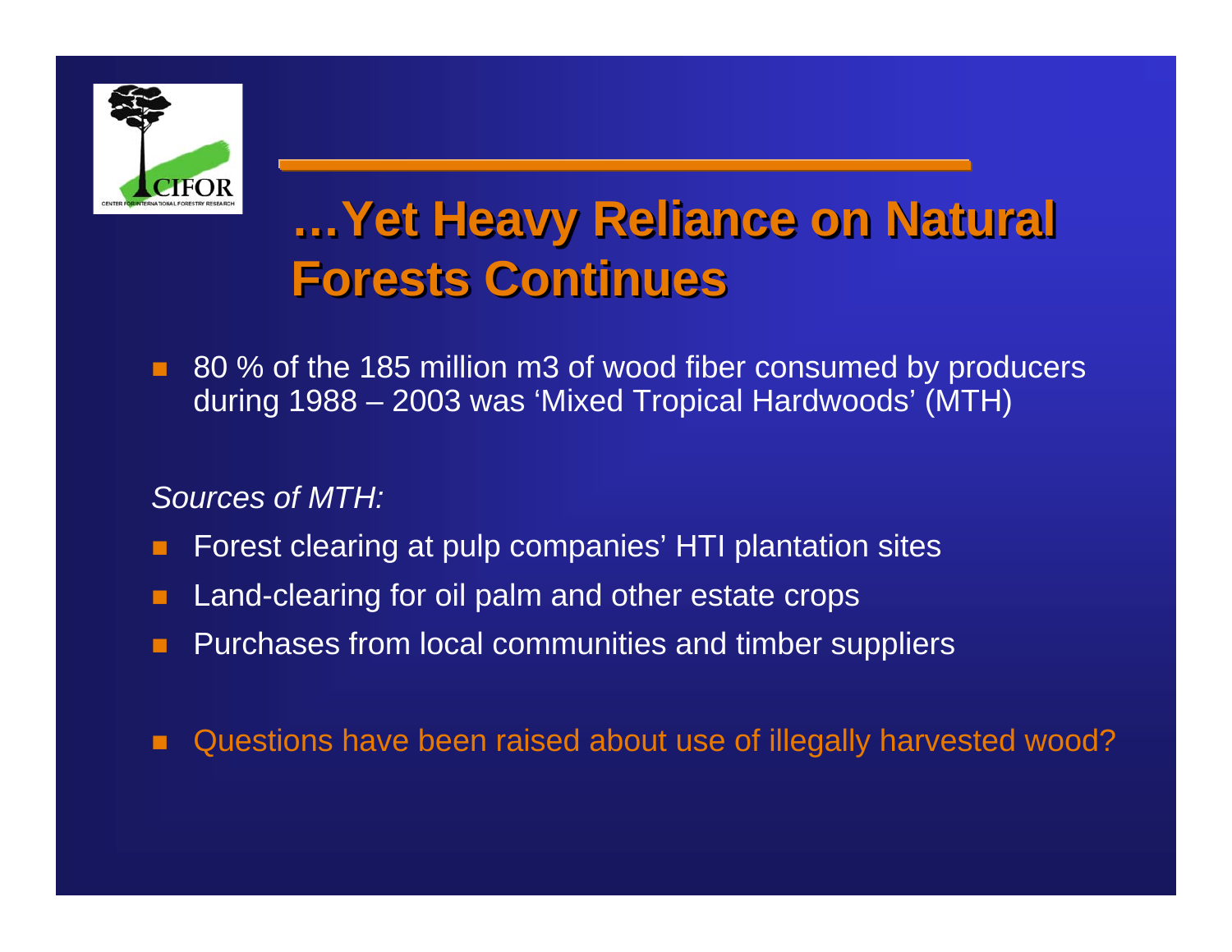# …Yet Heavy Reliance on Natural Forests Continues

- 80 % of the 185 million m3 of wood fiber consumed by producers during 1988 – 2003 was 'Mixed Tropical Hardwoods' (MTH)

*Sources of MTH:*

- Forest clearing at pulp companies' HTI plantation sites
- Land-clearing for oil palm and other estate crops
- Purchases from local communities and timber suppliers

- Questions have been raised about use of illegally harvested wood?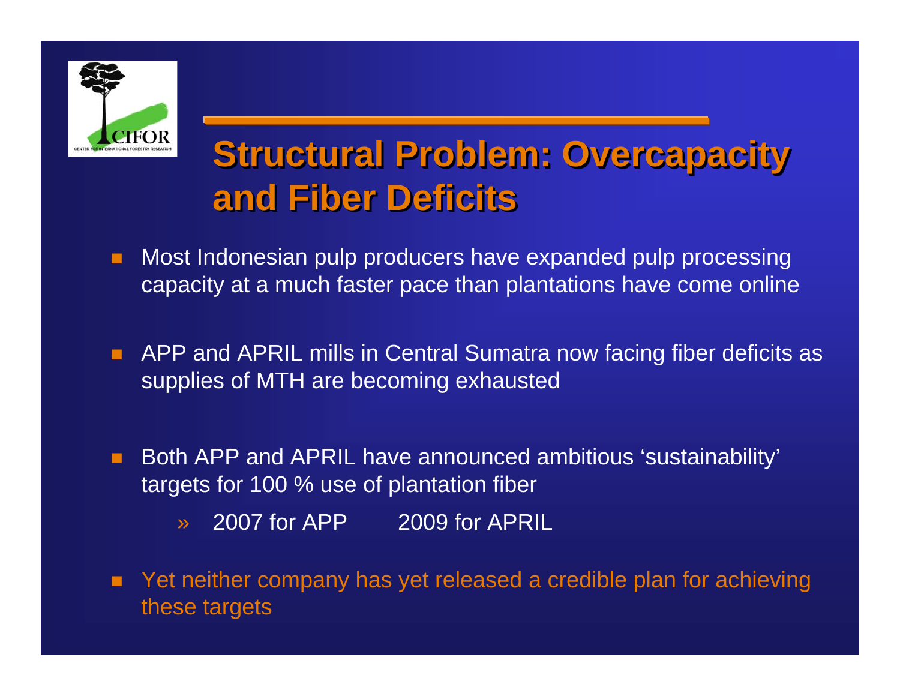# Structural Problem: Overcapacity and Fiber Deficits

- Most Indonesian pulp producers have expanded pulp processing capacity at a much faster pace than plantations have come online
- APP and APRIL mills in Central Sumatra now facing fiber deficits as supplies of MTH are becoming exhausted
- Both APP and APRIL have announced ambitious ‘sustainability’ targets for 100 % use of plantation fiber
  - » 2007 for APP 2009 for APRIL
- Yet neither company has yet released a credible plan for achieving these targets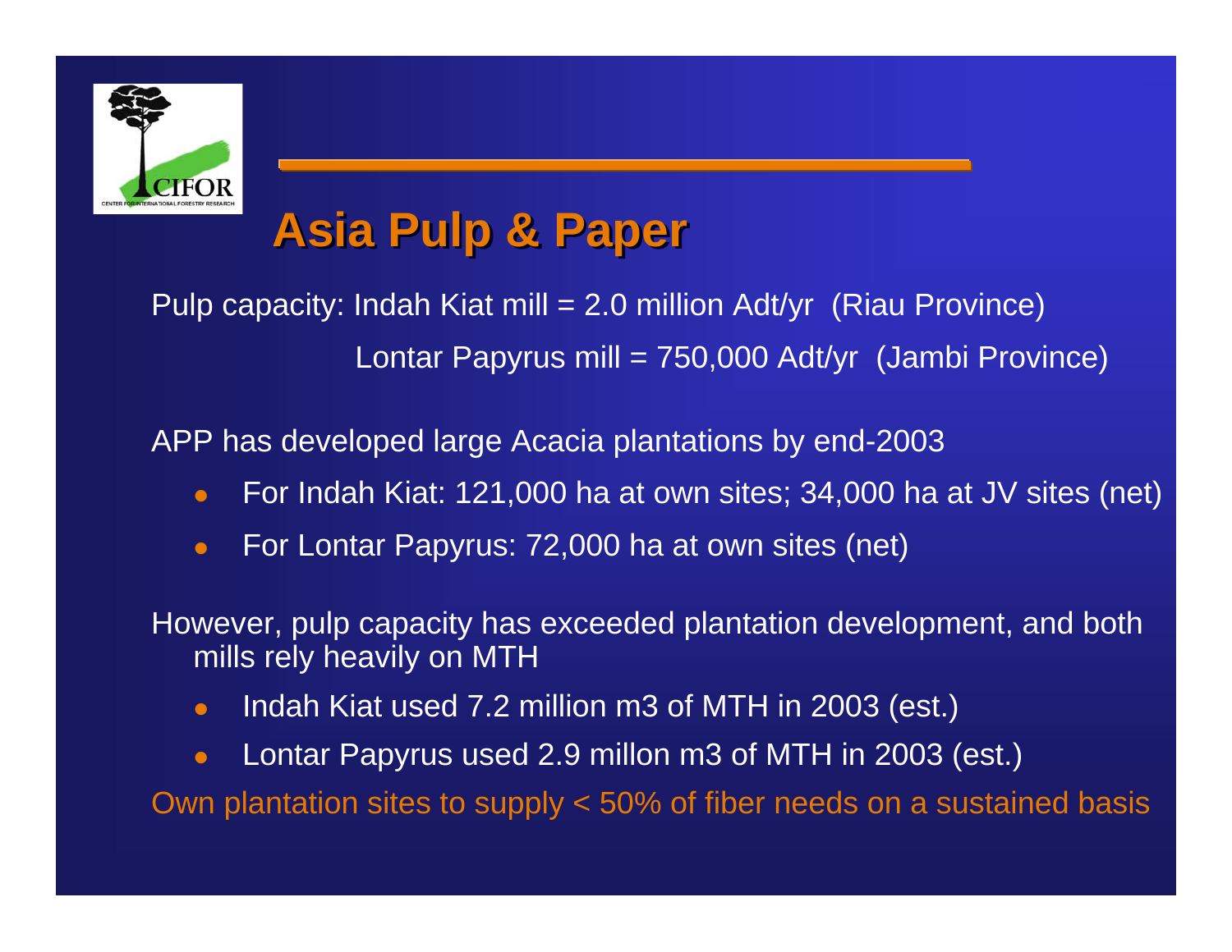# Asia Pulp & Paper

Pulp capacity: Indah Kiat mill = 2.0 million Adt/yr (Riau Province)

Lontar Papyrus mill = 750,000 Adt/yr (Jambi Province)

APP has developed large Acacia plantations by end-2003

- For Indah Kiat: 121,000 ha at own sites; 34,000 ha at JV sites (net)
- For Lontar Papyrus: 72,000 ha at own sites (net)

However, pulp capacity has exceeded plantation development, and both mills rely heavily on MTH

- Indah Kiat used 7.2 million m3 of MTH in 2003 (est.)
- Lontar Papyrus used 2.9 millon m3 of MTH in 2003 (est.)

Own plantation sites to supply < 50% of fiber needs on a sustained basis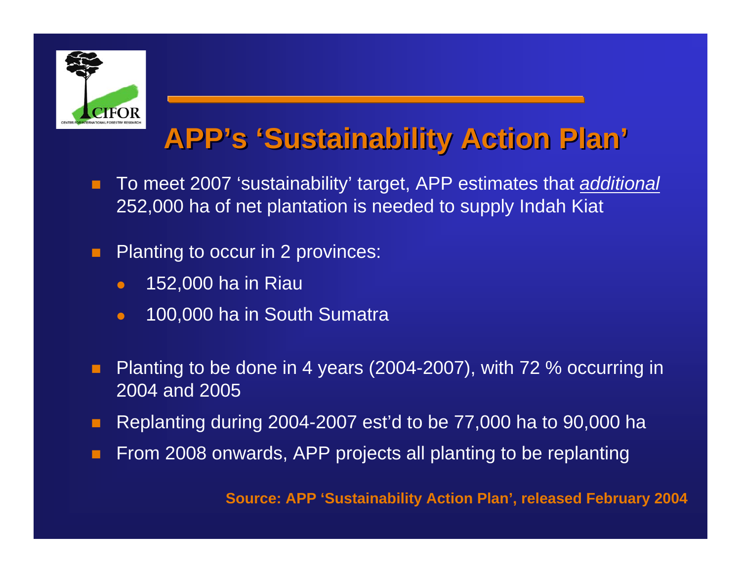# APP's 'Sustainability Action Plan'

- To meet 2007 'sustainability' target, APP estimates that *additional* 252,000 ha of net plantation is needed to supply Indah Kiat
- Planting to occur in 2 provinces:
  - 152,000 ha in Riau
  - 100,000 ha in South Sumatra
- Planting to be done in 4 years (2004-2007), with 72 % occurring in 2004 and 2005
- Replanting during 2004-2007 est'd to be 77,000 ha to 90,000 ha
- From 2008 onwards, APP projects all planting to be replanting

**Source: APP 'Sustainability Action Plan', released February 2004**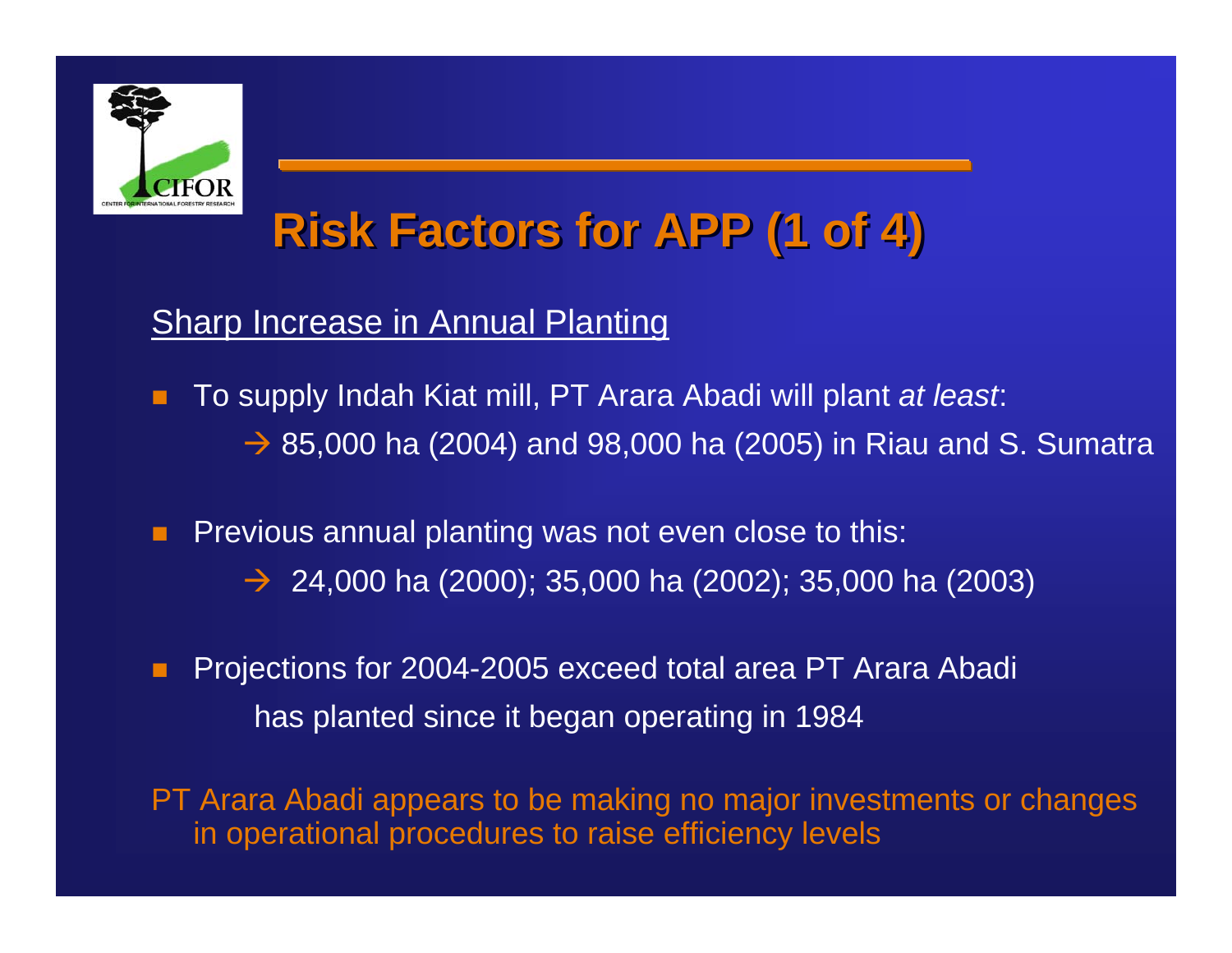# Risk Factors for APP (1 of 4)

## Sharp Increase in Annual Planting

- To supply Indah Kiat mill, PT Arara Abadi will plant *at least*:
  → 85,000 ha (2004) and 98,000 ha (2005) in Riau and S. Sumatra
- Previous annual planting was not even close to this:
  → 24,000 ha (2000); 35,000 ha (2002); 35,000 ha (2003)
- Projections for 2004-2005 exceed total area PT Arara Abadi has planted since it began operating in 1984

PT Arara Abadi appears to be making no major investments or changes in operational procedures to raise efficiency levels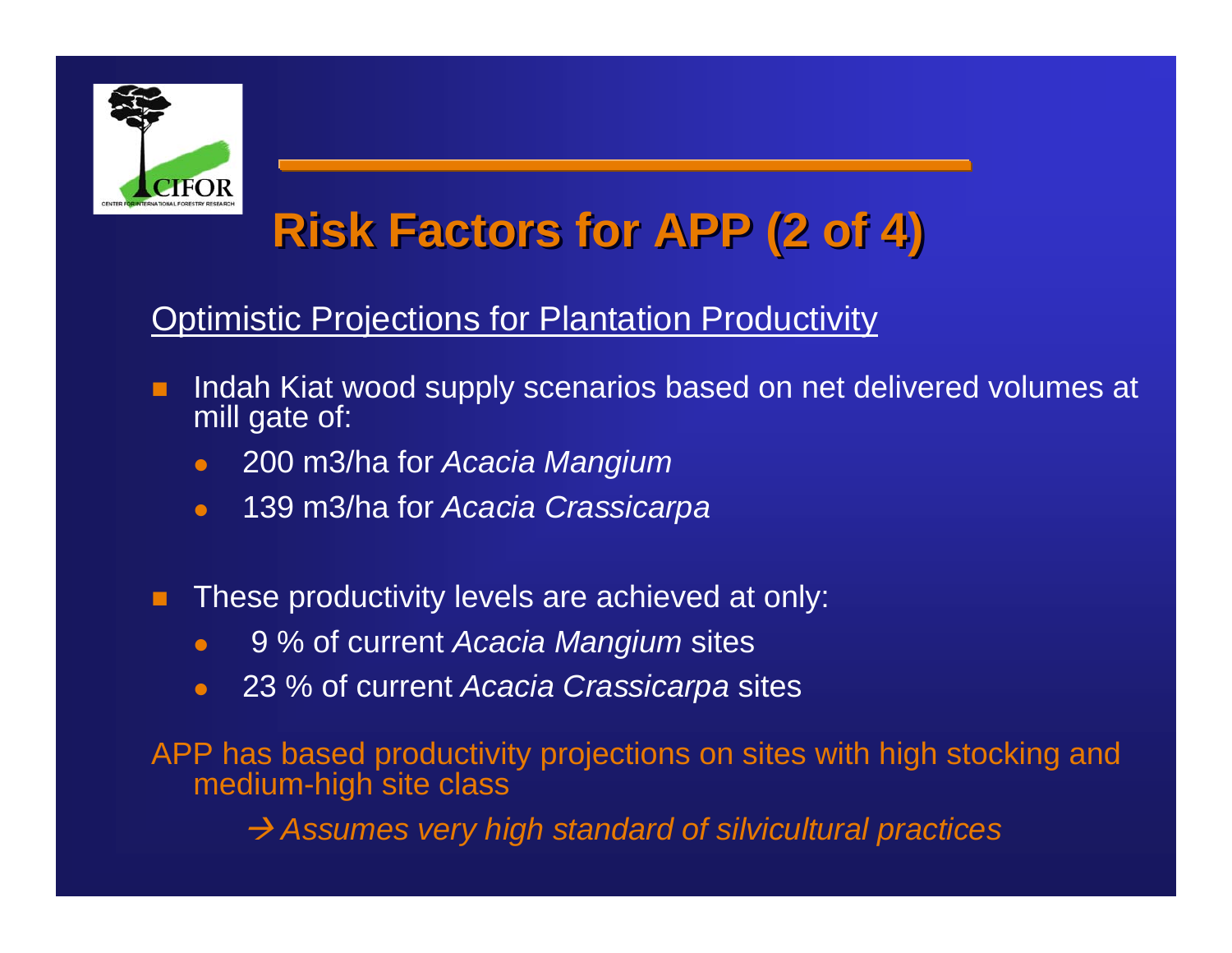# Risk Factors for APP (2 of 4)

Optimistic Projections for Plantation Productivity

- Indah Kiat wood supply scenarios based on net delivered volumes at mill gate of:
  - 200 m3/ha for *Acacia Mangium*
  - 139 m3/ha for *Acacia Crassicarpa*

- These productivity levels are achieved at only:
  - 9 % of current *Acacia Mangium* sites
  - 23 % of current *Acacia Crassicarpa* sites

APP has based productivity projections on sites with high stocking and medium-high site class

→ *Assumes very high standard of silvicultural practices*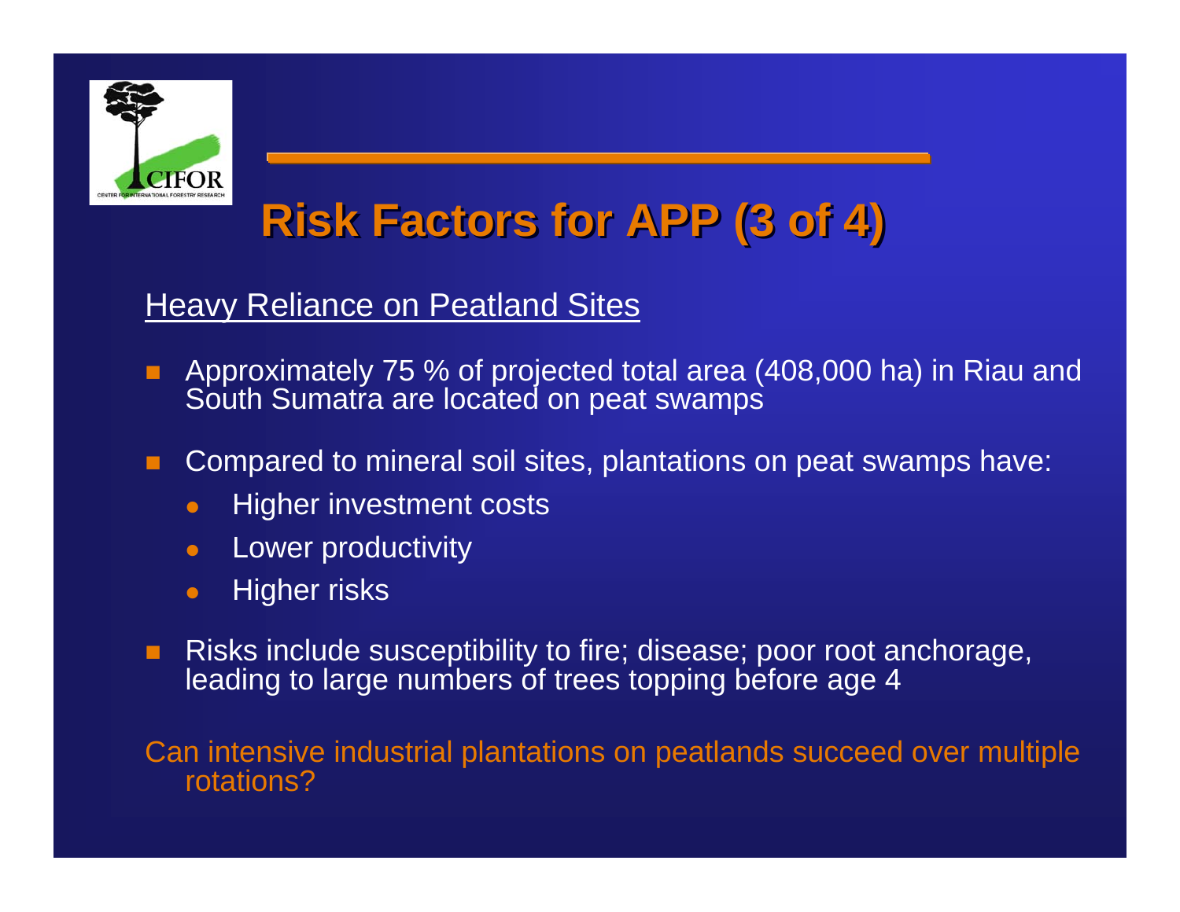# Risk Factors for APP (3 of 4)

## Heavy Reliance on Peatland Sites

- Approximately 75 % of projected total area (408,000 ha) in Riau and South Sumatra are located on peat swamps
- Compared to mineral soil sites, plantations on peat swamps have:
  - Higher investment costs
  - Lower productivity
  - Higher risks
- Risks include susceptibility to fire; disease; poor root anchorage, leading to large numbers of trees topping before age 4

Can intensive industrial plantations on peatlands succeed over multiple rotations?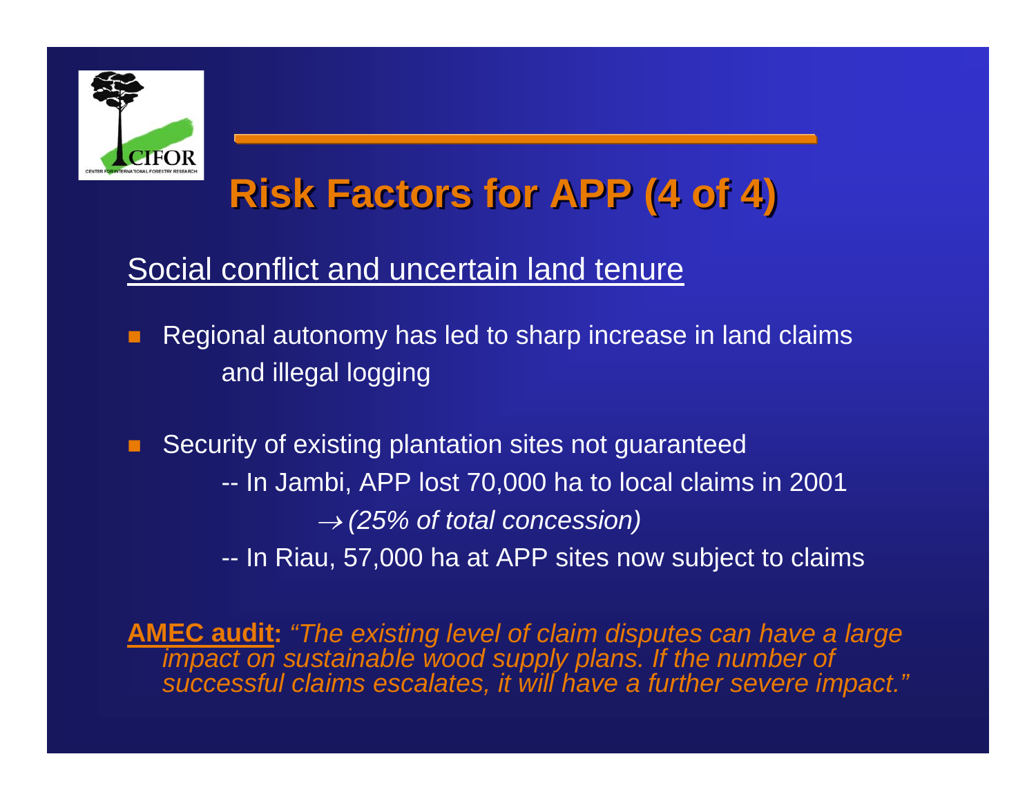# Risk Factors for APP (4 of 4)

Social conflict and uncertain land tenure

- Regional autonomy has led to sharp increase in land claims and illegal logging
- Security of existing plantation sites not guaranteed
  - -- In Jambi, APP lost 70,000 ha to local claims in 2001
    - → *(25% of total concession)*
  - -- In Riau, 57,000 ha at APP sites now subject to claims

**AMEC audit:** *"The existing level of claim disputes can have a large impact on sustainable wood supply plans. If the number of successful claims escalates, it will have a further severe impact."*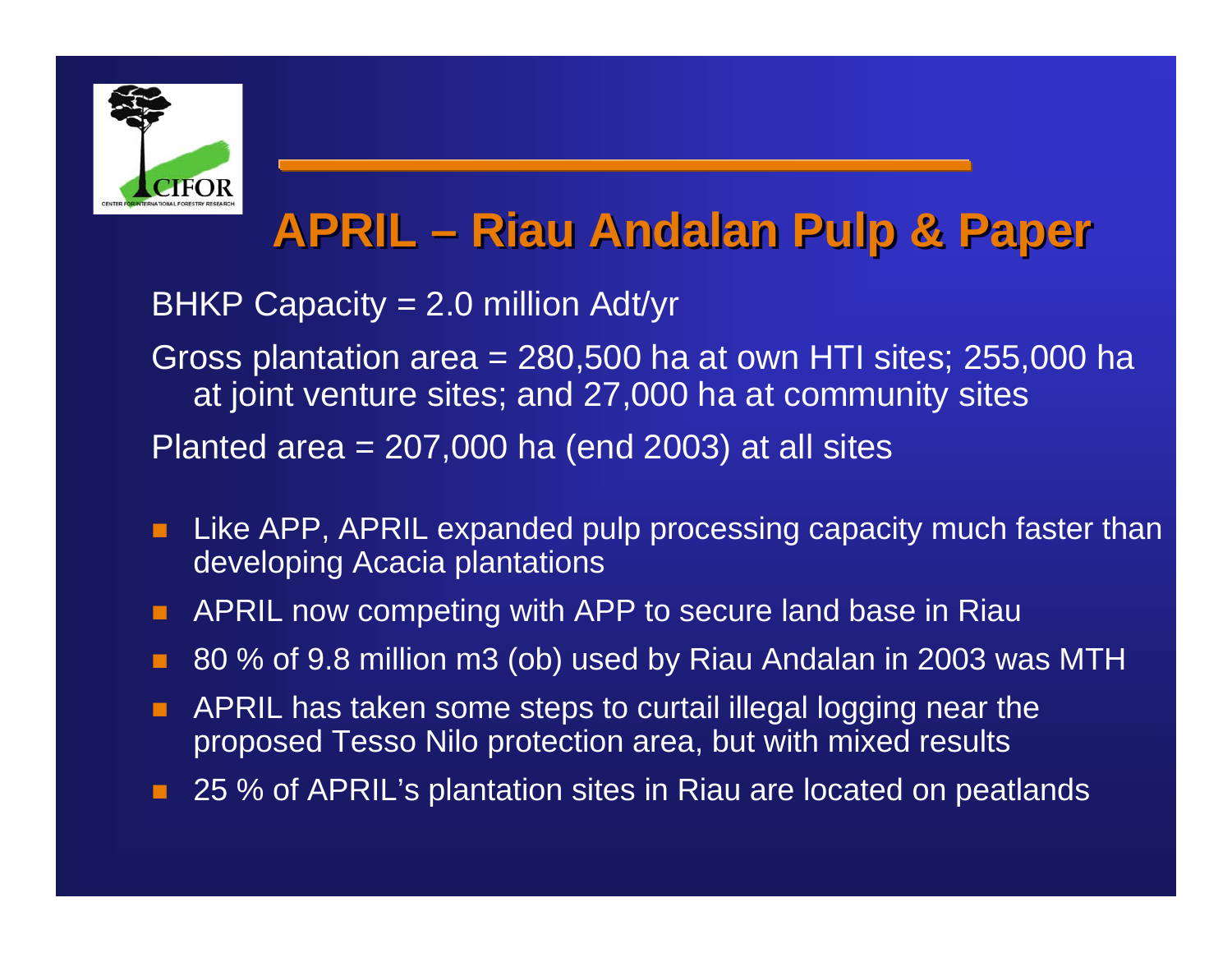# APRIL – Riau Andalan Pulp & Paper

BHKP Capacity = 2.0 million Adt/yr

Gross plantation area = 280,500 ha at own HTI sites; 255,000 ha at joint venture sites; and 27,000 ha at community sites

Planted area = 207,000 ha (end 2003) at all sites

- Like APP, APRIL expanded pulp processing capacity much faster than developing Acacia plantations
- APRIL now competing with APP to secure land base in Riau
- 80 % of 9.8 million m3 (ob) used by Riau Andalan in 2003 was MTH
- APRIL has taken some steps to curtail illegal logging near the proposed Tesso Nilo protection area, but with mixed results
- 25 % of APRIL's plantation sites in Riau are located on peatlands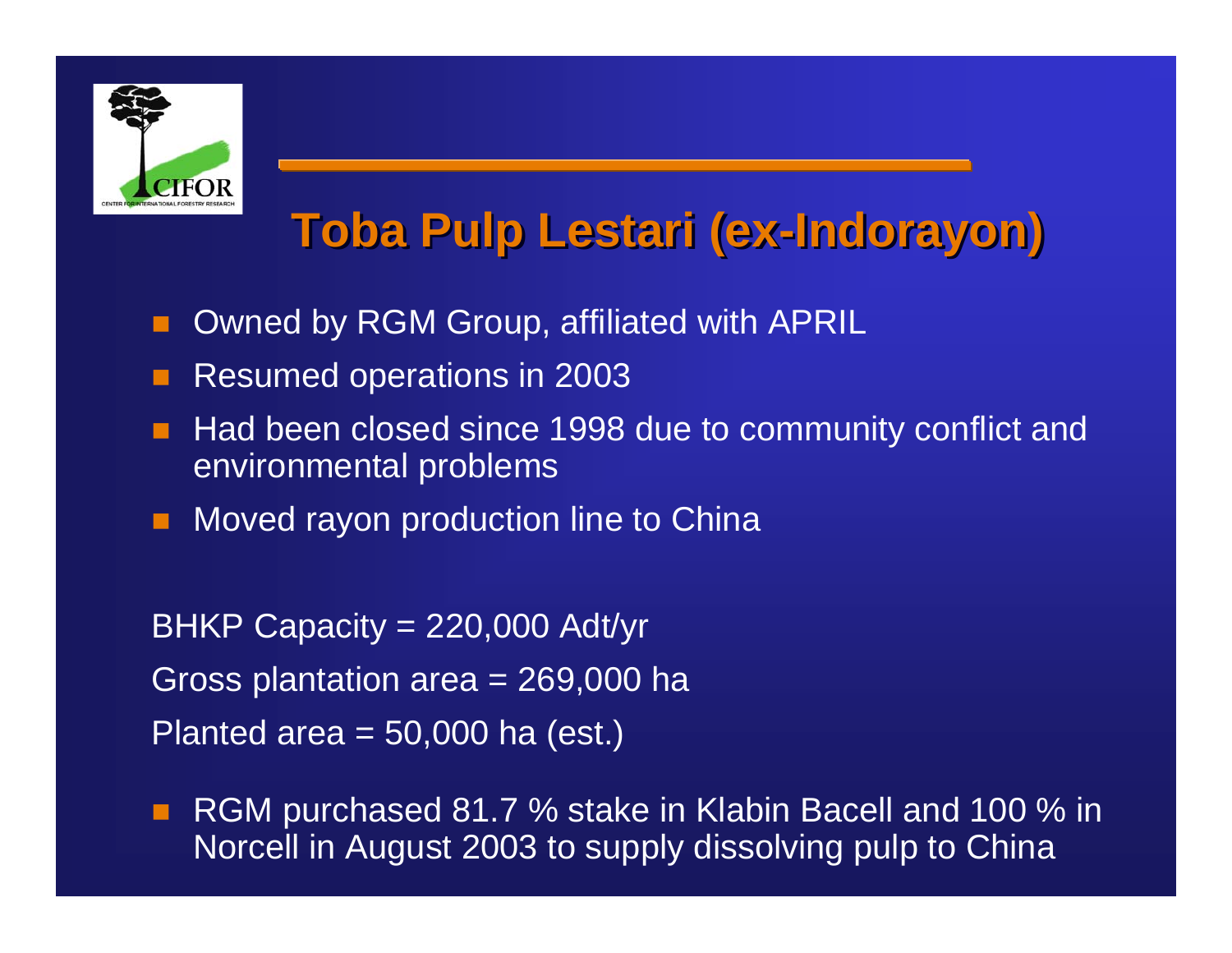# Toba Pulp Lestari (ex-Indorayon)

- Owned by RGM Group, affiliated with APRIL
- Resumed operations in 2003
- Had been closed since 1998 due to community conflict and environmental problems
- Moved rayon production line to China

BHKP Capacity = 220,000 Adt/yr

Gross plantation area = 269,000 ha

Planted area = 50,000 ha (est.)

- RGM purchased 81.7 % stake in Klabin Bacell and 100 % in Norcell in August 2003 to supply dissolving pulp to China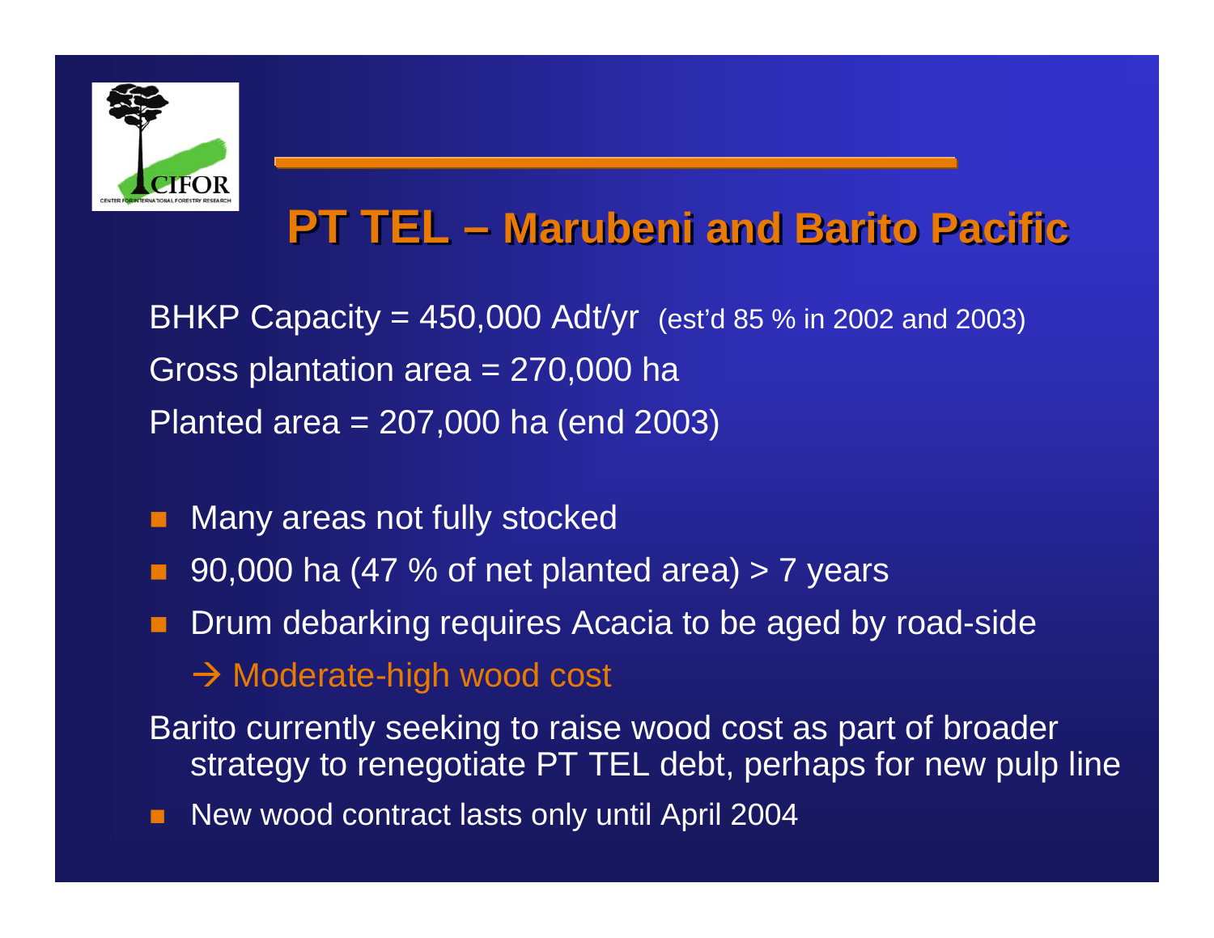# PT TEL – Marubeni and Barito Pacific

BHKP Capacity = 450,000 Adt/yr (est'd 85 % in 2002 and 2003)

Gross plantation area = 270,000 ha

Planted area = 207,000 ha (end 2003)

- Many areas not fully stocked
- 90,000 ha (47 % of net planted area) > 7 years
- Drum debarking requires Acacia to be aged by road-side
  → Moderate-high wood cost

Barito currently seeking to raise wood cost as part of broader strategy to renegotiate PT TEL debt, perhaps for new pulp line

- New wood contract lasts only until April 2004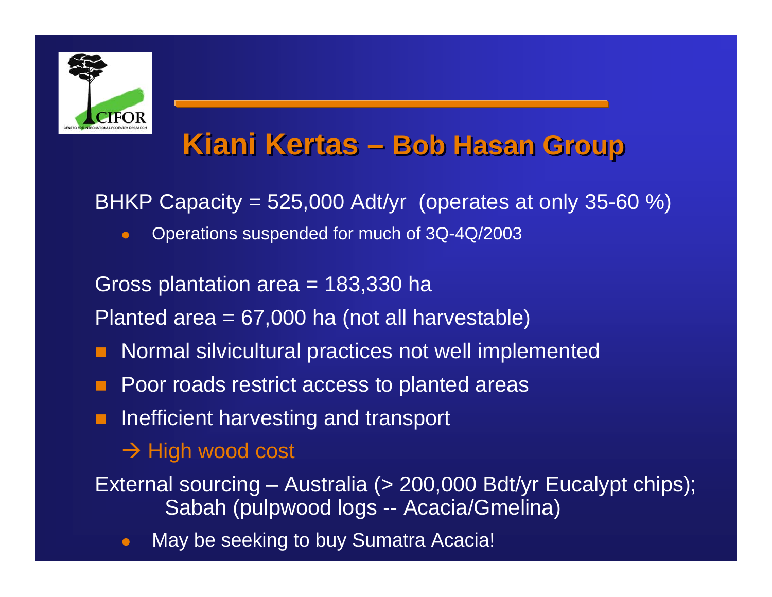# Kiani Kertas – Bob Hasan Group

BHKP Capacity = 525,000 Adt/yr (operates at only 35-60 %)

- Operations suspended for much of 3Q-4Q/2003

Gross plantation area = 183,330 ha

Planted area = 67,000 ha (not all harvestable)

- Normal silvicultural practices not well implemented
- Poor roads restrict access to planted areas
- Inefficient harvesting and transport

  → High wood cost

External sourcing – Australia (> 200,000 Bdt/yr Eucalypt chips); Sabah (pulpwood logs -- Acacia/Gmelina)

- May be seeking to buy Sumatra Acacia!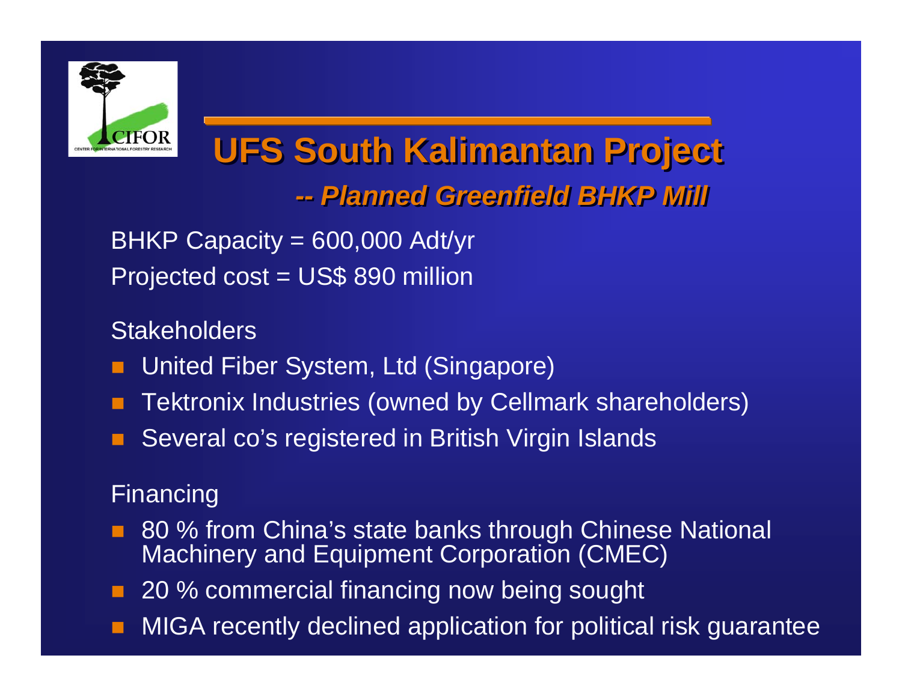# UFS South Kalimantan Project

## *-- Planned Greenfield BHKP Mill*

BHKP Capacity = 600,000 Adt/yr

Projected cost = US$ 890 million

Stakeholders

- United Fiber System, Ltd (Singapore)
- Tektronix Industries (owned by Cellmark shareholders)
- Several co's registered in British Virgin Islands

Financing

- 80 % from China's state banks through Chinese National Machinery and Equipment Corporation (CMEC)
- 20 % commercial financing now being sought
- MIGA recently declined application for political risk guarantee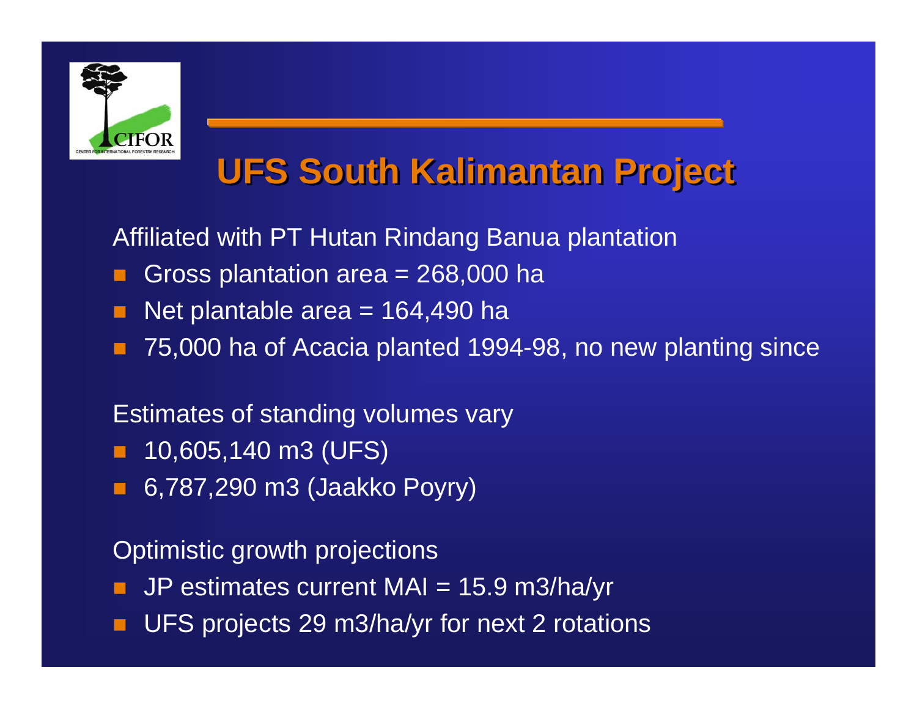# UFS South Kalimantan Project

Affiliated with PT Hutan Rindang Banua plantation

- Gross plantation area = 268,000 ha
- Net plantable area = 164,490 ha
- 75,000 ha of Acacia planted 1994-98, no new planting since

Estimates of standing volumes vary

- 10,605,140 m3 (UFS)
- 6,787,290 m3 (Jaakko Poyry)

Optimistic growth projections

- JP estimates current MAI = 15.9 m3/ha/yr
- UFS projects 29 m3/ha/yr for next 2 rotations